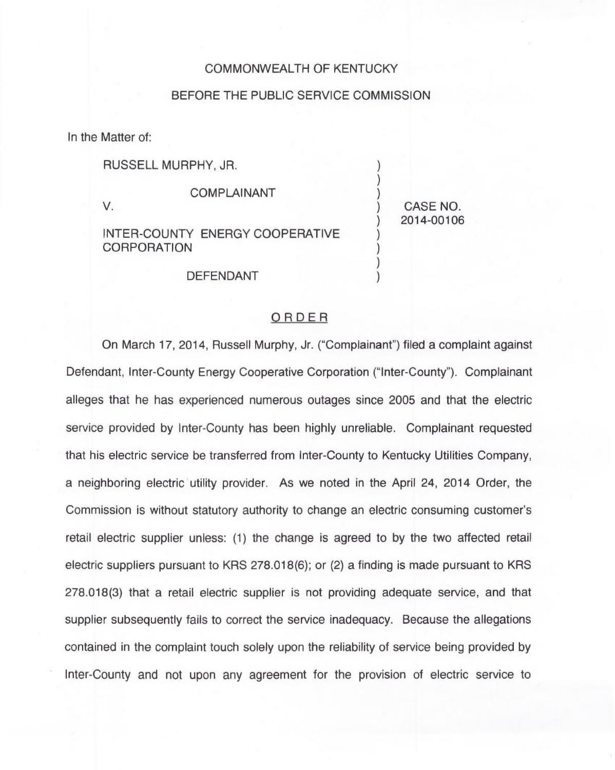COMMONWEALTH OF KENTUCKY

BEFORE THE PUBLIC SERVICE COMMISSION

In the Matter of:

| | | |
|---|---|---|
| RUSSELL MURPHY, JR. | ) | |
| COMPLAINANT | ) | |
| V. | ) | CASE NO. |
| | ) | 2014-00106 |
| INTER-COUNTY ENERGY COOPERATIVE CORPORATION | ) | |
| DEFENDANT | ) | |

## ORDER

On March 17, 2014, Russell Murphy, Jr. ("Complainant") filed a complaint against Defendant, Inter-County Energy Cooperative Corporation ("Inter-County"). Complainant alleges that he has experienced numerous outages since 2005 and that the electric service provided by Inter-County has been highly unreliable. Complainant requested that his electric service be transferred from Inter-County to Kentucky Utilities Company, a neighboring electric utility provider. As we noted in the April 24, 2014 Order, the Commission is without statutory authority to change an electric consuming customer's retail electric supplier unless: (1) the change is agreed to by the two affected retail electric suppliers pursuant to KRS 278.018(6); or (2) a finding is made pursuant to KRS 278.018(3) that a retail electric supplier is not providing adequate service, and that supplier subsequently fails to correct the service inadequacy. Because the allegations contained in the complaint touch solely upon the reliability of service being provided by Inter-County and not upon any agreement for the provision of electric service to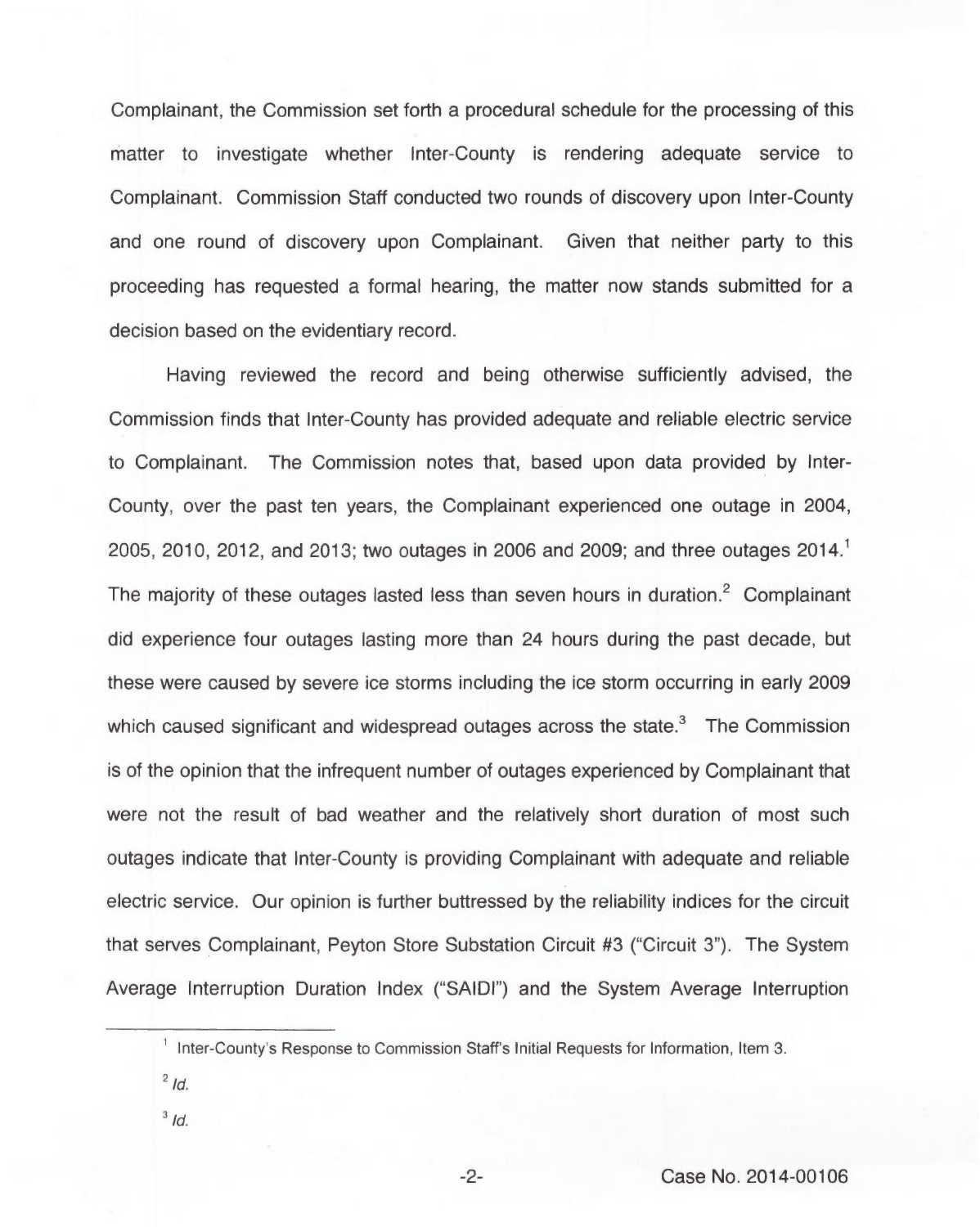Complainant, the Commission set forth a procedural schedule for the processing of this matter to investigate whether Inter-County is rendering adequate service to Complainant. Commission Staff conducted two rounds of discovery upon Inter-County and one round of discovery upon Complainant. Given that neither party to this proceeding has requested a formal hearing, the matter now stands submitted for a decision based on the evidentiary record.

Having reviewed the record and being otherwise sufficiently advised, the Commission finds that Inter-County has provided adequate and reliable electric service to Complainant. The Commission notes that, based upon data provided by Inter-County, over the past ten years, the Complainant experienced one outage in 2004, 2005, 2010, 2012, and 2013; two outages in 2006 and 2009; and three outages 2014.[1] The majority of these outages lasted less than seven hours in duration.[2] Complainant did experience four outages lasting more than 24 hours during the past decade, but these were caused by severe ice storms including the ice storm occurring in early 2009 which caused significant and widespread outages across the state.[3] The Commission is of the opinion that the infrequent number of outages experienced by Complainant that were not the result of bad weather and the relatively short duration of most such outages indicate that Inter-County is providing Complainant with adequate and reliable electric service. Our opinion is further buttressed by the reliability indices for the circuit that serves Complainant, Peyton Store Substation Circuit #3 ("Circuit 3"). The System Average Interruption Duration Index ("SAIDI") and the System Average Interruption

---

[1] Inter-County's Response to Commission Staff's Initial Requests for Information, Item 3.

[2] *Id.*

[3] *Id.*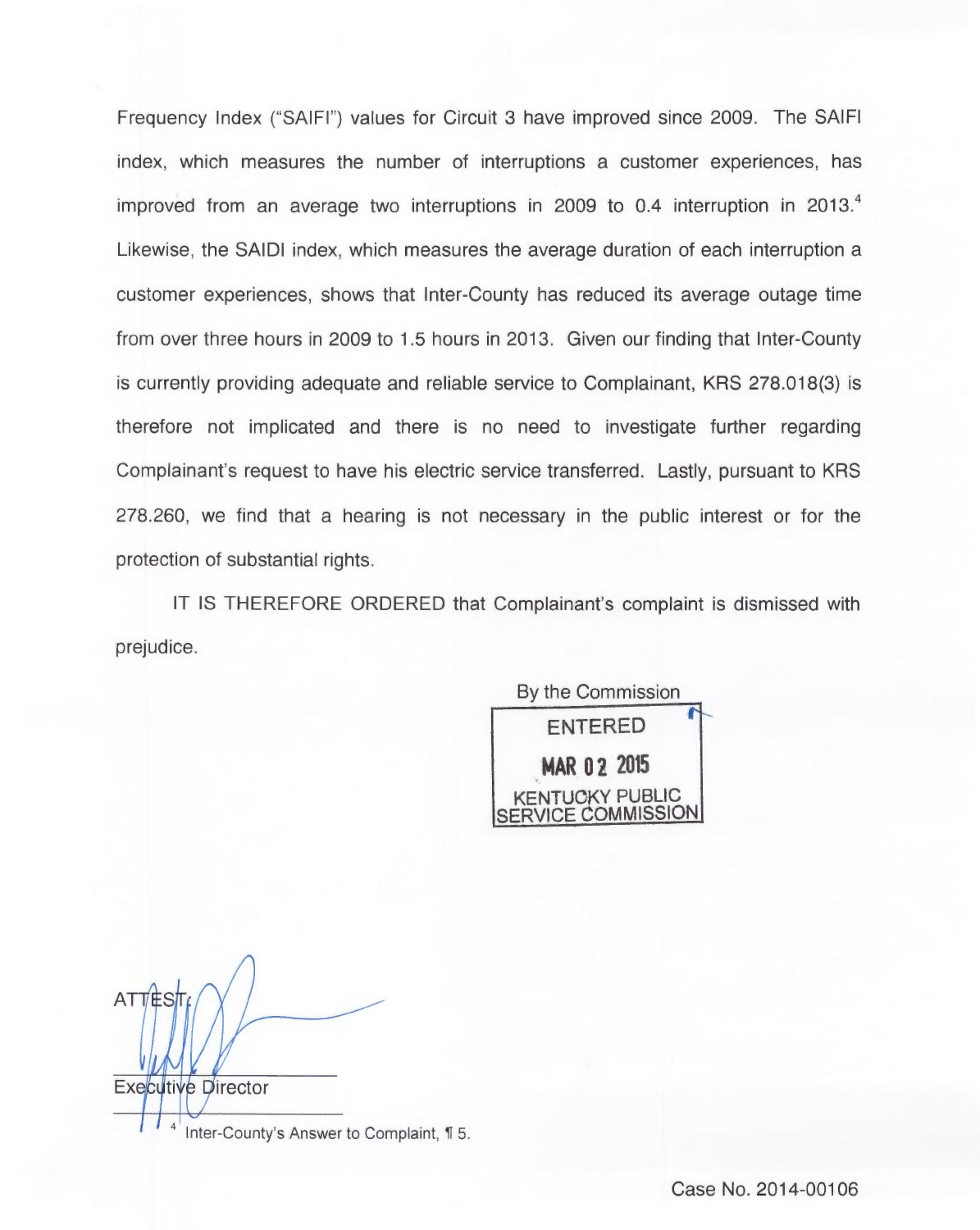Frequency Index ("SAIFI") values for Circuit 3 have improved since 2009. The SAIFI index, which measures the number of interruptions a customer experiences, has improved from an average two interruptions in 2009 to 0.4 interruption in 2013.[4] Likewise, the SAIDI index, which measures the average duration of each interruption a customer experiences, shows that Inter-County has reduced its average outage time from over three hours in 2009 to 1.5 hours in 2013. Given our finding that Inter-County is currently providing adequate and reliable service to Complainant, KRS 278.018(3) is therefore not implicated and there is no need to investigate further regarding Complainant's request to have his electric service transferred. Lastly, pursuant to KRS 278.260, we find that a hearing is not necessary in the public interest or for the protection of substantial rights.

IT IS THEREFORE ORDERED that Complainant's complaint is dismissed with prejudice.

By the Commission

ENTERED

MAR 02 2015

KENTUCKY PUBLIC SERVICE COMMISSION

ATTEST:

Executive Director

[4] Inter-County's Answer to Complaint, ¶ 5.

Case No. 2014-00106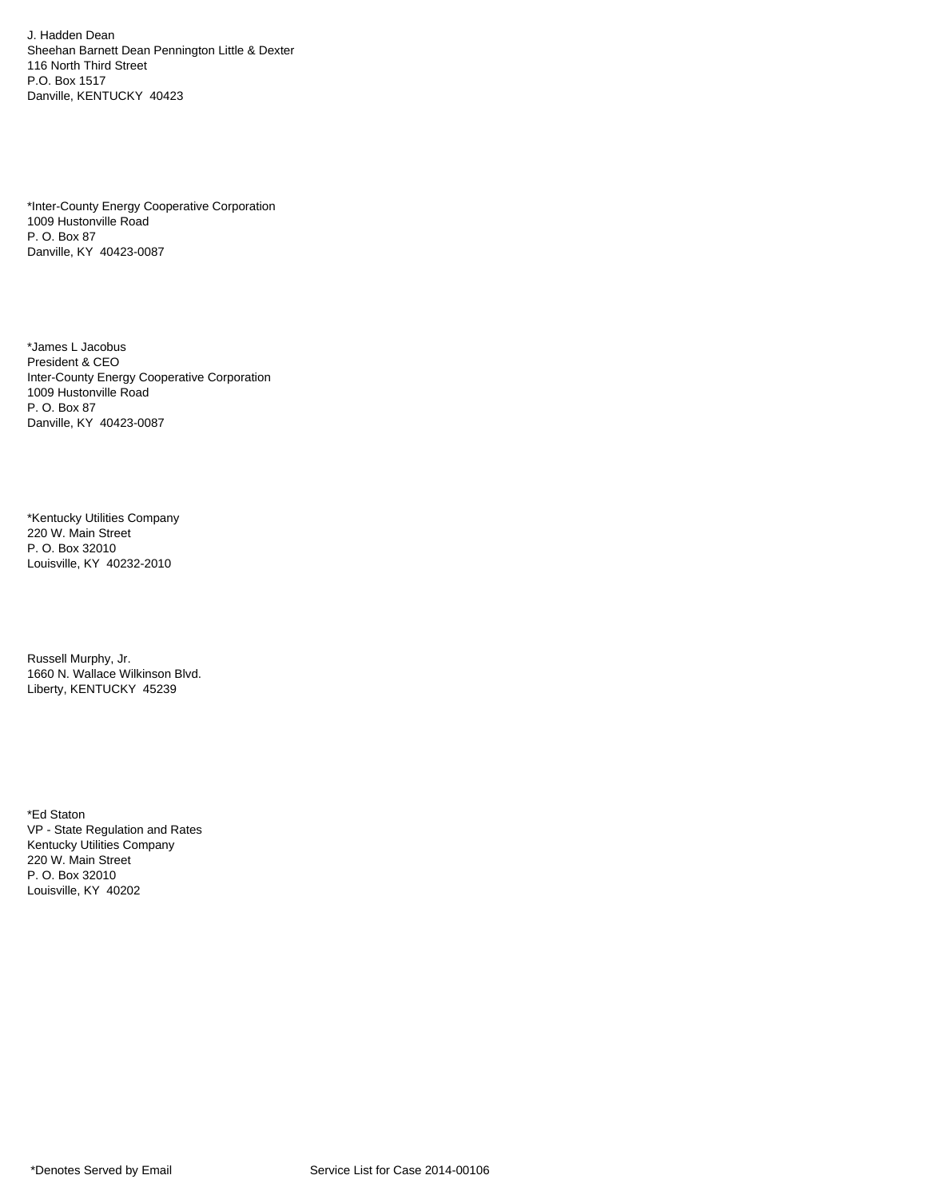J. Hadden Dean
Sheehan Barnett Dean Pennington Little & Dexter
116 North Third Street
P.O. Box 1517
Danville, KENTUCKY  40423

*Inter-County Energy Cooperative Corporation
1009 Hustonville Road
P. O. Box 87
Danville, KY  40423-0087

*James L Jacobus
President & CEO
Inter-County Energy Cooperative Corporation
1009 Hustonville Road
P. O. Box 87
Danville, KY  40423-0087

*Kentucky Utilities Company
220 W. Main Street
P. O. Box 32010
Louisville, KY  40232-2010

Russell Murphy, Jr.
1660 N. Wallace Wilkinson Blvd.
Liberty, KENTUCKY  45239

*Ed Staton
VP - State Regulation and Rates
Kentucky Utilities Company
220 W. Main Street
P. O. Box 32010
Louisville, KY  40202

*Denotes Served by Email

Service List for Case 2014-00106